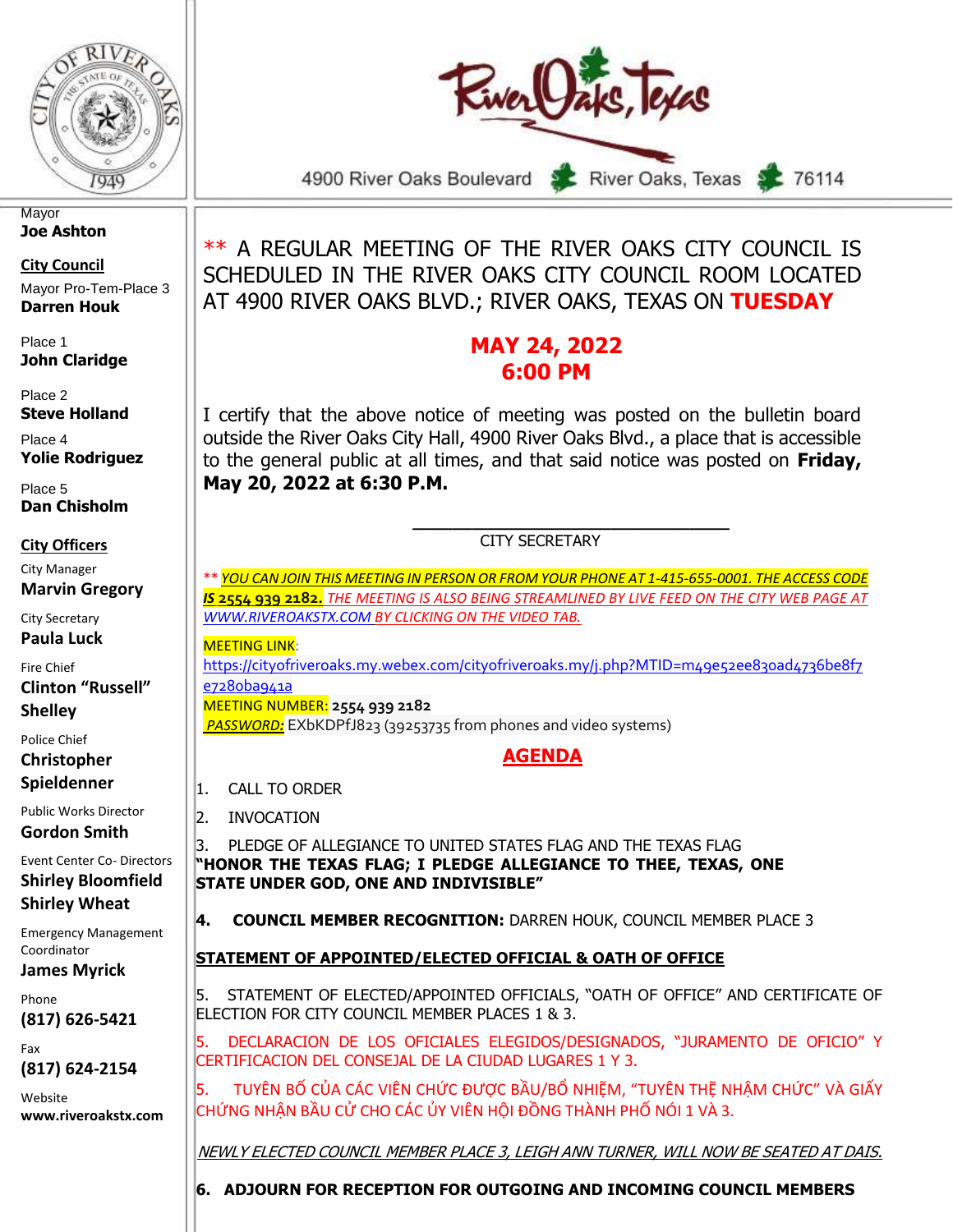4900 River Oaks Boulevard · River Oaks, Texas · 76114

Mayor
**Joe Ashton**

**City Council**

Mayor Pro-Tem-Place 3
**Darren Houk**

Place 1
**John Claridge**

Place 2
**Steve Holland**

Place 4
**Yolie Rodriguez**

Place 5
**Dan Chisholm**

**City Officers**

City Manager
**Marvin Gregory**

City Secretary
**Paula Luck**

Fire Chief
**Clinton "Russell" Shelley**

Police Chief
**Christopher Spieldenner**

Public Works Director
**Gordon Smith**

Event Center Co- Directors
**Shirley Bloomfield**
**Shirley Wheat**

Emergency Management Coordinator
**James Myrick**

Phone
**(817) 626-5421**

Fax
**(817) 624-2154**

Website
**www.riveroakstx.com**

** A REGULAR MEETING OF THE RIVER OAKS CITY COUNCIL IS SCHEDULED IN THE RIVER OAKS CITY COUNCIL ROOM LOCATED AT 4900 RIVER OAKS BLVD.; RIVER OAKS, TEXAS ON **TUESDAY**

**MAY 24, 2022**
**6:00 PM**

I certify that the above notice of meeting was posted on the bulletin board outside the River Oaks City Hall, 4900 River Oaks Blvd., a place that is accessible to the general public at all times, and that said notice was posted on **Friday, May 20, 2022 at 6:30 P.M.**

_______________________________
CITY SECRETARY

** *YOU CAN JOIN THIS MEETING IN PERSON OR FROM YOUR PHONE AT 1-415-655-0001. THE ACCESS CODE* ***IS 2554 939 2182.*** *THE MEETING IS ALSO BEING STREAMLINED BY LIVE FEED ON THE CITY WEB PAGE AT WWW.RIVEROAKSTX.COM BY CLICKING ON THE VIDEO TAB.*

MEETING LINK:
https://cityofriveroaks.my.webex.com/cityofriveroaks.my/j.php?MTID=m49e52ee830ad4736be8f7e7280ba941a
MEETING NUMBER: **2554 939 2182**
*PASSWORD:* EXbKDPfJ823 (39253735 from phones and video systems)

## AGENDA

1. CALL TO ORDER

2. INVOCATION

3. PLEDGE OF ALLEGIANCE TO UNITED STATES FLAG AND THE TEXAS FLAG
**"HONOR THE TEXAS FLAG; I PLEDGE ALLEGIANCE TO THEE, TEXAS, ONE STATE UNDER GOD, ONE AND INDIVISIBLE"**

**4. COUNCIL MEMBER RECOGNITION:** DARREN HOUK, COUNCIL MEMBER PLACE 3

**STATEMENT OF APPOINTED/ELECTED OFFICIAL & OATH OF OFFICE**

5. STATEMENT OF ELECTED/APPOINTED OFFICIALS, "OATH OF OFFICE" AND CERTIFICATE OF ELECTION FOR CITY COUNCIL MEMBER PLACES 1 & 3.

5. DECLARACION DE LOS OFICIALES ELEGIDOS/DESIGNADOS, "JURAMENTO DE OFICIO" Y CERTIFICACION DEL CONSEJAL DE LA CIUDAD LUGARES 1 Y 3.

5. TUYÊN BỐ CỦA CÁC VIÊN CHỨC ĐƯỢC BẦU/BỔ NHIỆM, "TUYÊN THỆ NHẬM CHỨC" VÀ GIẤY CHỨNG NHẬN BẦU CỬ CHO CÁC ỦY VIÊN HỘI ĐỒNG THÀNH PHỐ NƠI 1 VÀ 3.

*NEWLY ELECTED COUNCIL MEMBER PLACE 3, LEIGH ANN TURNER, WILL NOW BE SEATED AT DAIS.*

**6. ADJOURN FOR RECEPTION FOR OUTGOING AND INCOMING COUNCIL MEMBERS**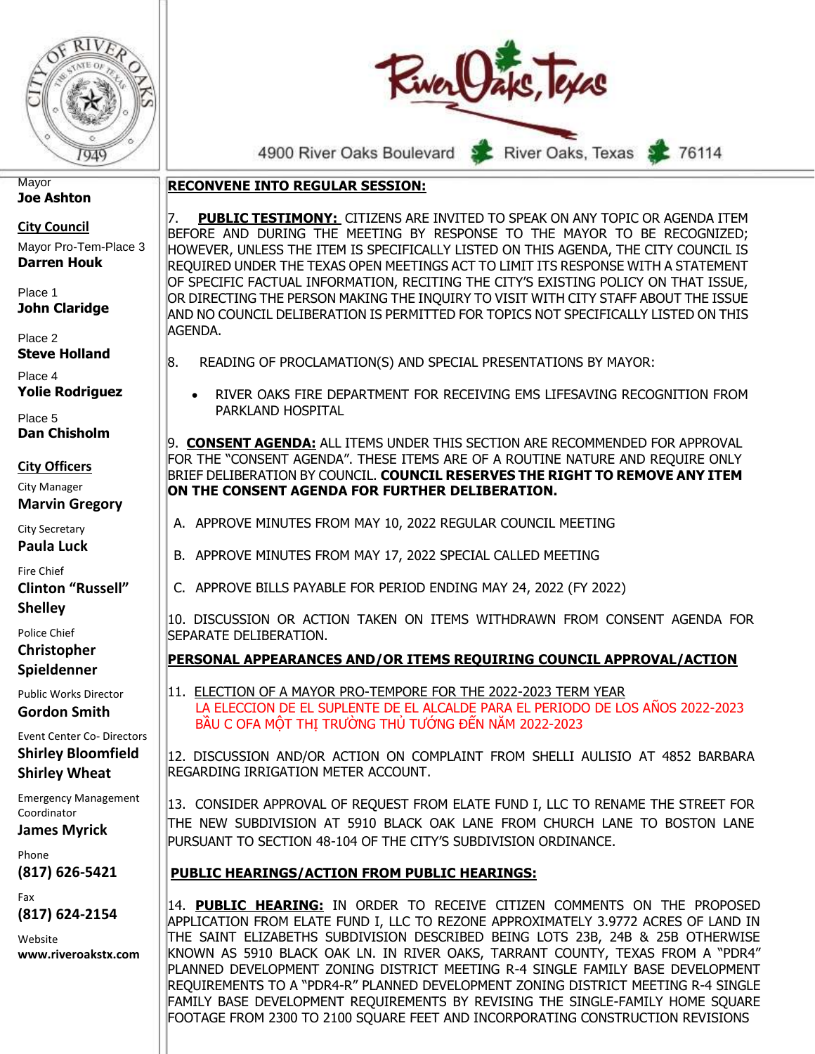4900 River Oaks Boulevard · River Oaks, Texas · 76114

Mayor
**Joe Ashton**

**City Council**

Mayor Pro-Tem-Place 3
**Darren Houk**

Place 1
**John Claridge**

Place 2
**Steve Holland**

Place 4
**Yolie Rodriguez**

Place 5
**Dan Chisholm**

**City Officers**

City Manager
**Marvin Gregory**

City Secretary
**Paula Luck**

Fire Chief
**Clinton "Russell" Shelley**

Police Chief
**Christopher Spieldenner**

Public Works Director
**Gordon Smith**

Event Center Co- Directors
**Shirley Bloomfield**
**Shirley Wheat**

Emergency Management Coordinator
**James Myrick**

Phone
**(817) 626-5421**

Fax
**(817) 624-2154**

Website
**www.riveroakstx.com**

**RECONVENE INTO REGULAR SESSION:**

7. **PUBLIC TESTIMONY:** CITIZENS ARE INVITED TO SPEAK ON ANY TOPIC OR AGENDA ITEM BEFORE AND DURING THE MEETING BY RESPONSE TO THE MAYOR TO BE RECOGNIZED; HOWEVER, UNLESS THE ITEM IS SPECIFICALLY LISTED ON THIS AGENDA, THE CITY COUNCIL IS REQUIRED UNDER THE TEXAS OPEN MEETINGS ACT TO LIMIT ITS RESPONSE WITH A STATEMENT OF SPECIFIC FACTUAL INFORMATION, RECITING THE CITY'S EXISTING POLICY ON THAT ISSUE, OR DIRECTING THE PERSON MAKING THE INQUIRY TO VISIT WITH CITY STAFF ABOUT THE ISSUE AND NO COUNCIL DELIBERATION IS PERMITTED FOR TOPICS NOT SPECIFICALLY LISTED ON THIS AGENDA.

8. READING OF PROCLAMATION(S) AND SPECIAL PRESENTATIONS BY MAYOR:

- RIVER OAKS FIRE DEPARTMENT FOR RECEIVING EMS LIFESAVING RECOGNITION FROM PARKLAND HOSPITAL

9. **CONSENT AGENDA:** ALL ITEMS UNDER THIS SECTION ARE RECOMMENDED FOR APPROVAL FOR THE "CONSENT AGENDA". THESE ITEMS ARE OF A ROUTINE NATURE AND REQUIRE ONLY BRIEF DELIBERATION BY COUNCIL. **COUNCIL RESERVES THE RIGHT TO REMOVE ANY ITEM ON THE CONSENT AGENDA FOR FURTHER DELIBERATION.**

A. APPROVE MINUTES FROM MAY 10, 2022 REGULAR COUNCIL MEETING

B. APPROVE MINUTES FROM MAY 17, 2022 SPECIAL CALLED MEETING

C. APPROVE BILLS PAYABLE FOR PERIOD ENDING MAY 24, 2022 (FY 2022)

10. DISCUSSION OR ACTION TAKEN ON ITEMS WITHDRAWN FROM CONSENT AGENDA FOR SEPARATE DELIBERATION.

**PERSONAL APPEARANCES AND/OR ITEMS REQUIRING COUNCIL APPROVAL/ACTION**

11. ELECTION OF A MAYOR PRO-TEMPORE FOR THE 2022-2023 TERM YEAR
LA ELECCION DE EL SUPLENTE DE EL ALCALDE PARA EL PERIODO DE LOS AÑOS 2022-2023
BẦU C OFA MỘT THỊ TRƯỜNG THỦ TƯỚNG ĐẾN NĂM 2022-2023

12. DISCUSSION AND/OR ACTION ON COMPLAINT FROM SHELLI AULISIO AT 4852 BARBARA REGARDING IRRIGATION METER ACCOUNT.

13. CONSIDER APPROVAL OF REQUEST FROM ELATE FUND I, LLC TO RENAME THE STREET FOR THE NEW SUBDIVISION AT 5910 BLACK OAK LANE FROM CHURCH LANE TO BOSTON LANE PURSUANT TO SECTION 48-104 OF THE CITY'S SUBDIVISION ORDINANCE.

**PUBLIC HEARINGS/ACTION FROM PUBLIC HEARINGS:**

14. **PUBLIC HEARING:** IN ORDER TO RECEIVE CITIZEN COMMENTS ON THE PROPOSED APPLICATION FROM ELATE FUND I, LLC TO REZONE APPROXIMATELY 3.9772 ACRES OF LAND IN THE SAINT ELIZABETHS SUBDIVISION DESCRIBED BEING LOTS 23B, 24B & 25B OTHERWISE KNOWN AS 5910 BLACK OAK LN. IN RIVER OAKS, TARRANT COUNTY, TEXAS FROM A "PDR4" PLANNED DEVELOPMENT ZONING DISTRICT MEETING R-4 SINGLE FAMILY BASE DEVELOPMENT REQUIREMENTS TO A "PDR4-R" PLANNED DEVELOPMENT ZONING DISTRICT MEETING R-4 SINGLE FAMILY BASE DEVELOPMENT REQUIREMENTS BY REVISING THE SINGLE-FAMILY HOME SQUARE FOOTAGE FROM 2300 TO 2100 SQUARE FEET AND INCORPORATING CONSTRUCTION REVISIONS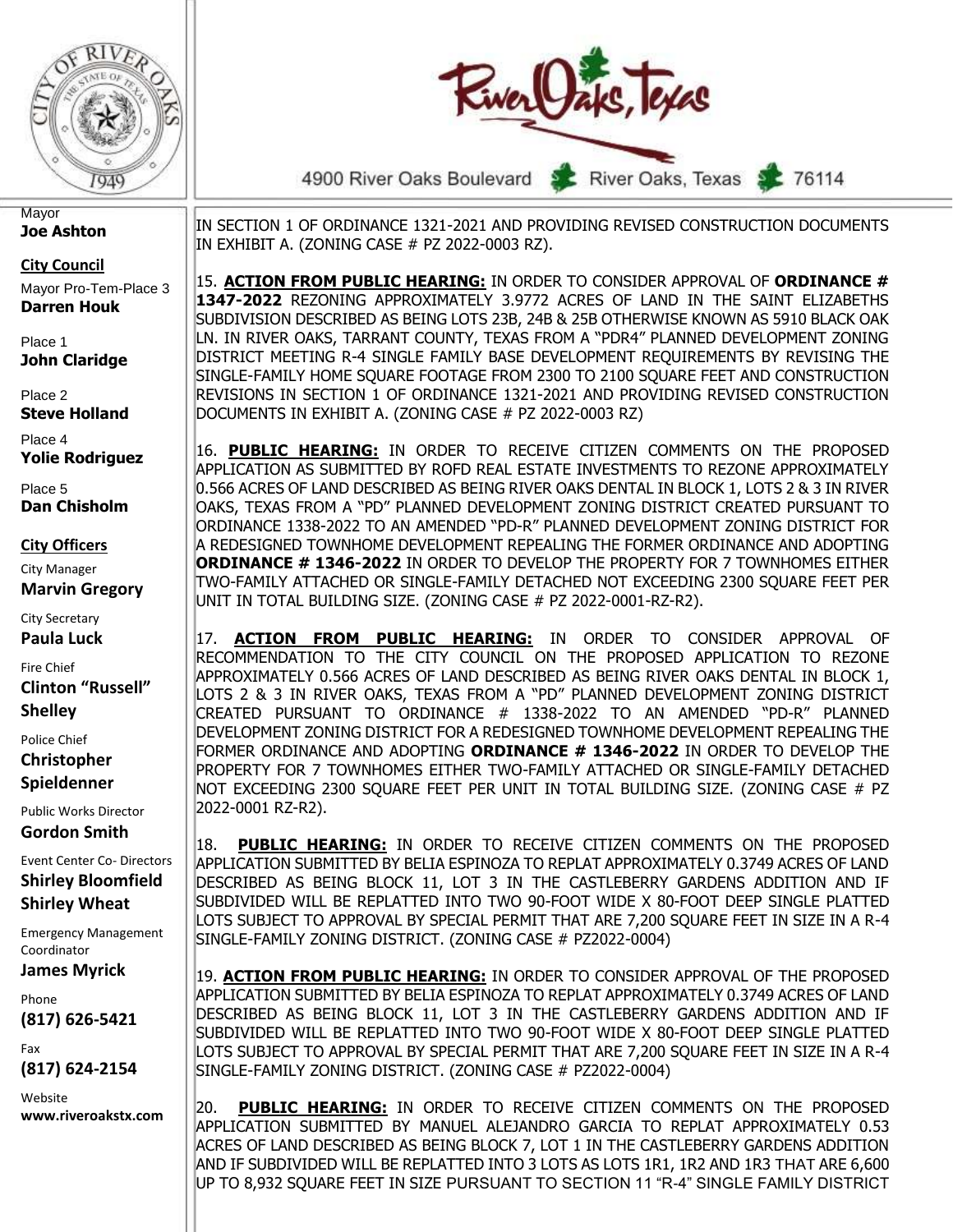Mayor
**Joe Ashton**

**City Council**

Mayor Pro-Tem-Place 3
**Darren Houk**

Place 1
**John Claridge**

Place 2
**Steve Holland**

Place 4
**Yolie Rodriguez**

Place 5
**Dan Chisholm**

**City Officers**

City Manager
**Marvin Gregory**

City Secretary
**Paula Luck**

Fire Chief
**Clinton "Russell" Shelley**

Police Chief
**Christopher Spieldenner**

Public Works Director
**Gordon Smith**

Event Center Co- Directors
**Shirley Bloomfield**
**Shirley Wheat**

Emergency Management Coordinator
**James Myrick**

Phone
**(817) 626-5421**

Fax
**(817) 624-2154**

Website
**www.riveroakstx.com**

4900 River Oaks Boulevard River Oaks, Texas 76114

IN SECTION 1 OF ORDINANCE 1321-2021 AND PROVIDING REVISED CONSTRUCTION DOCUMENTS IN EXHIBIT A. (ZONING CASE # PZ 2022-0003 RZ).

15. **ACTION FROM PUBLIC HEARING:** IN ORDER TO CONSIDER APPROVAL OF **ORDINANCE # 1347-2022** REZONING APPROXIMATELY 3.9772 ACRES OF LAND IN THE SAINT ELIZABETHS SUBDIVISION DESCRIBED AS BEING LOTS 23B, 24B & 25B OTHERWISE KNOWN AS 5910 BLACK OAK LN. IN RIVER OAKS, TARRANT COUNTY, TEXAS FROM A "PDR4" PLANNED DEVELOPMENT ZONING DISTRICT MEETING R-4 SINGLE FAMILY BASE DEVELOPMENT REQUIREMENTS BY REVISING THE SINGLE-FAMILY HOME SQUARE FOOTAGE FROM 2300 TO 2100 SQUARE FEET AND CONSTRUCTION REVISIONS IN SECTION 1 OF ORDINANCE 1321-2021 AND PROVIDING REVISED CONSTRUCTION DOCUMENTS IN EXHIBIT A. (ZONING CASE # PZ 2022-0003 RZ)

16. **PUBLIC HEARING:** IN ORDER TO RECEIVE CITIZEN COMMENTS ON THE PROPOSED APPLICATION AS SUBMITTED BY ROFD REAL ESTATE INVESTMENTS TO REZONE APPROXIMATELY 0.566 ACRES OF LAND DESCRIBED AS BEING RIVER OAKS DENTAL IN BLOCK 1, LOTS 2 & 3 IN RIVER OAKS, TEXAS FROM A "PD" PLANNED DEVELOPMENT ZONING DISTRICT CREATED PURSUANT TO ORDINANCE 1338-2022 TO AN AMENDED "PD-R" PLANNED DEVELOPMENT ZONING DISTRICT FOR A REDESIGNED TOWNHOME DEVELOPMENT REPEALING THE FORMER ORDINANCE AND ADOPTING **ORDINANCE # 1346-2022** IN ORDER TO DEVELOP THE PROPERTY FOR 7 TOWNHOMES EITHER TWO-FAMILY ATTACHED OR SINGLE-FAMILY DETACHED NOT EXCEEDING 2300 SQUARE FEET PER UNIT IN TOTAL BUILDING SIZE. (ZONING CASE # PZ 2022-0001-RZ-R2).

17. **ACTION FROM PUBLIC HEARING:** IN ORDER TO CONSIDER APPROVAL OF RECOMMENDATION TO THE CITY COUNCIL ON THE PROPOSED APPLICATION TO REZONE APPROXIMATELY 0.566 ACRES OF LAND DESCRIBED AS BEING RIVER OAKS DENTAL IN BLOCK 1, LOTS 2 & 3 IN RIVER OAKS, TEXAS FROM A "PD" PLANNED DEVELOPMENT ZONING DISTRICT CREATED PURSUANT TO ORDINANCE # 1338-2022 TO AN AMENDED "PD-R" PLANNED DEVELOPMENT ZONING DISTRICT FOR A REDESIGNED TOWNHOME DEVELOPMENT REPEALING THE FORMER ORDINANCE AND ADOPTING **ORDINANCE # 1346-2022** IN ORDER TO DEVELOP THE PROPERTY FOR 7 TOWNHOMES EITHER TWO-FAMILY ATTACHED OR SINGLE-FAMILY DETACHED NOT EXCEEDING 2300 SQUARE FEET PER UNIT IN TOTAL BUILDING SIZE. (ZONING CASE # PZ 2022-0001 RZ-R2).

18. **PUBLIC HEARING:** IN ORDER TO RECEIVE CITIZEN COMMENTS ON THE PROPOSED APPLICATION SUBMITTED BY BELIA ESPINOZA TO REPLAT APPROXIMATELY 0.3749 ACRES OF LAND DESCRIBED AS BEING BLOCK 11, LOT 3 IN THE CASTLEBERRY GARDENS ADDITION AND IF SUBDIVIDED WILL BE REPLATTED INTO TWO 90-FOOT WIDE X 80-FOOT DEEP SINGLE PLATTED LOTS SUBJECT TO APPROVAL BY SPECIAL PERMIT THAT ARE 7,200 SQUARE FEET IN SIZE IN A R-4 SINGLE-FAMILY ZONING DISTRICT. (ZONING CASE # PZ2022-0004)

19. **ACTION FROM PUBLIC HEARING:** IN ORDER TO CONSIDER APPROVAL OF THE PROPOSED APPLICATION SUBMITTED BY BELIA ESPINOZA TO REPLAT APPROXIMATELY 0.3749 ACRES OF LAND DESCRIBED AS BEING BLOCK 11, LOT 3 IN THE CASTLEBERRY GARDENS ADDITION AND IF SUBDIVIDED WILL BE REPLATTED INTO TWO 90-FOOT WIDE X 80-FOOT DEEP SINGLE PLATTED LOTS SUBJECT TO APPROVAL BY SPECIAL PERMIT THAT ARE 7,200 SQUARE FEET IN SIZE IN A R-4 SINGLE-FAMILY ZONING DISTRICT. (ZONING CASE # PZ2022-0004)

20. **PUBLIC HEARING:** IN ORDER TO RECEIVE CITIZEN COMMENTS ON THE PROPOSED APPLICATION SUBMITTED BY MANUEL ALEJANDRO GARCIA TO REPLAT APPROXIMATELY 0.53 ACRES OF LAND DESCRIBED AS BEING BLOCK 7, LOT 1 IN THE CASTLEBERRY GARDENS ADDITION AND IF SUBDIVIDED WILL BE REPLATTED INTO 3 LOTS AS LOTS 1R1, 1R2 AND 1R3 THAT ARE 6,600 UP TO 8,932 SQUARE FEET IN SIZE PURSUANT TO SECTION 11 "R-4" SINGLE FAMILY DISTRICT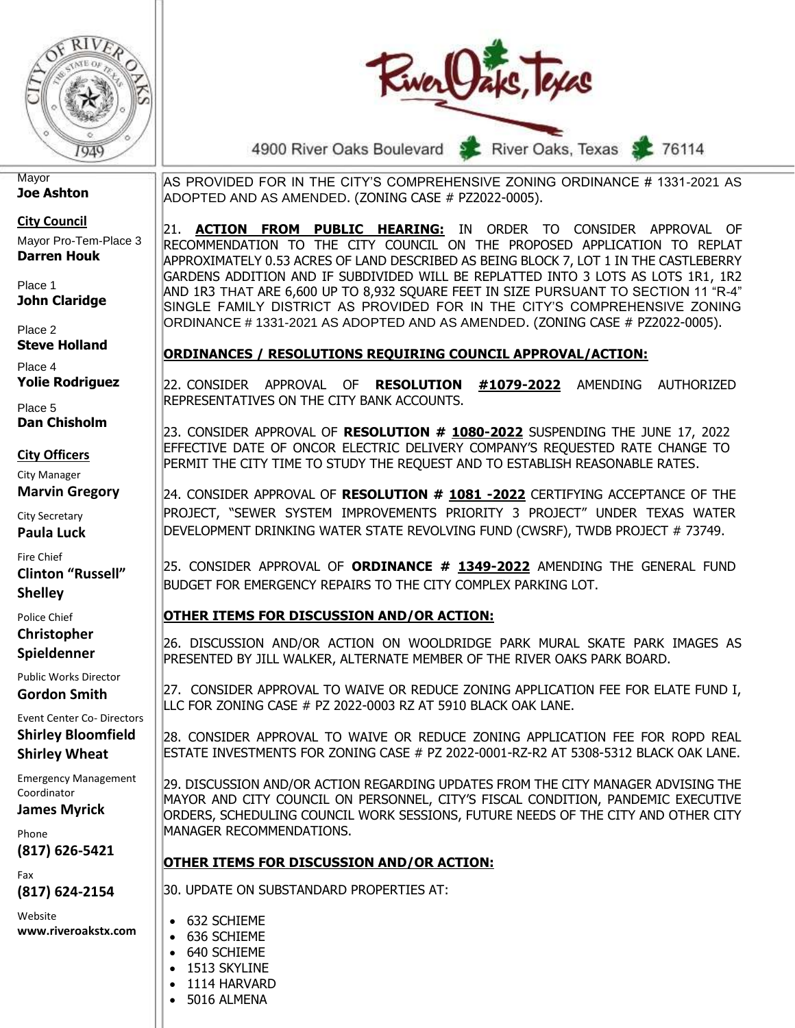AS PROVIDED FOR IN THE CITY'S COMPREHENSIVE ZONING ORDINANCE # 1331-2021 AS ADOPTED AND AS AMENDED. (ZONING CASE # PZ2022-0005).

21. **ACTION FROM PUBLIC HEARING:** IN ORDER TO CONSIDER APPROVAL OF RECOMMENDATION TO THE CITY COUNCIL ON THE PROPOSED APPLICATION TO REPLAT APPROXIMATELY 0.53 ACRES OF LAND DESCRIBED AS BEING BLOCK 7, LOT 1 IN THE CASTLEBERRY GARDENS ADDITION AND IF SUBDIVIDED WILL BE REPLATTED INTO 3 LOTS AS LOTS 1R1, 1R2 AND 1R3 THAT ARE 6,600 UP TO 8,932 SQUARE FEET IN SIZE PURSUANT TO SECTION 11 "R-4" SINGLE FAMILY DISTRICT AS PROVIDED FOR IN THE CITY'S COMPREHENSIVE ZONING ORDINANCE # 1331-2021 AS ADOPTED AND AS AMENDED. (ZONING CASE # PZ2022-0005).

**ORDINANCES / RESOLUTIONS REQUIRING COUNCIL APPROVAL/ACTION:**

22. CONSIDER APPROVAL OF **RESOLUTION #1079-2022** AMENDING AUTHORIZED REPRESENTATIVES ON THE CITY BANK ACCOUNTS.

23. CONSIDER APPROVAL OF **RESOLUTION # 1080-2022** SUSPENDING THE JUNE 17, 2022 EFFECTIVE DATE OF ONCOR ELECTRIC DELIVERY COMPANY'S REQUESTED RATE CHANGE TO PERMIT THE CITY TIME TO STUDY THE REQUEST AND TO ESTABLISH REASONABLE RATES.

24. CONSIDER APPROVAL OF **RESOLUTION # 1081 -2022** CERTIFYING ACCEPTANCE OF THE PROJECT, "SEWER SYSTEM IMPROVEMENTS PRIORITY 3 PROJECT" UNDER TEXAS WATER DEVELOPMENT DRINKING WATER STATE REVOLVING FUND (CWSRF), TWDB PROJECT # 73749.

25. CONSIDER APPROVAL OF **ORDINANCE # 1349-2022** AMENDING THE GENERAL FUND BUDGET FOR EMERGENCY REPAIRS TO THE CITY COMPLEX PARKING LOT.

**OTHER ITEMS FOR DISCUSSION AND/OR ACTION:**

26. DISCUSSION AND/OR ACTION ON WOOLDRIDGE PARK MURAL SKATE PARK IMAGES AS PRESENTED BY JILL WALKER, ALTERNATE MEMBER OF THE RIVER OAKS PARK BOARD.

27. CONSIDER APPROVAL TO WAIVE OR REDUCE ZONING APPLICATION FEE FOR ELATE FUND I, LLC FOR ZONING CASE # PZ 2022-0003 RZ AT 5910 BLACK OAK LANE.

28. CONSIDER APPROVAL TO WAIVE OR REDUCE ZONING APPLICATION FEE FOR ROPD REAL ESTATE INVESTMENTS FOR ZONING CASE # PZ 2022-0001-RZ-R2 AT 5308-5312 BLACK OAK LANE.

29. DISCUSSION AND/OR ACTION REGARDING UPDATES FROM THE CITY MANAGER ADVISING THE MAYOR AND CITY COUNCIL ON PERSONNEL, CITY'S FISCAL CONDITION, PANDEMIC EXECUTIVE ORDERS, SCHEDULING COUNCIL WORK SESSIONS, FUTURE NEEDS OF THE CITY AND OTHER CITY MANAGER RECOMMENDATIONS.

**OTHER ITEMS FOR DISCUSSION AND/OR ACTION:**

30. UPDATE ON SUBSTANDARD PROPERTIES AT:

- 632 SCHIEME
- 636 SCHIEME
- 640 SCHIEME
- 1513 SKYLINE
- 1114 HARVARD
- 5016 ALMENA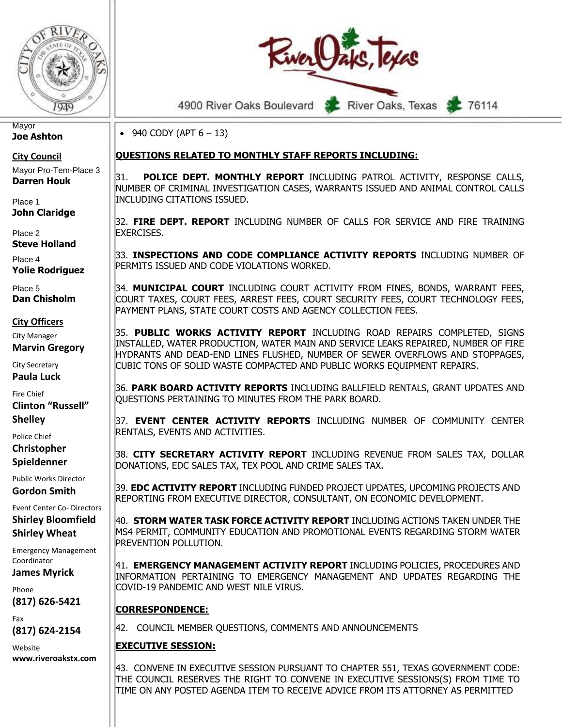Mayor
**Joe Ashton**

**City Council**

Mayor Pro-Tem-Place 3
**Darren Houk**

Place 1
**John Claridge**

Place 2
**Steve Holland**

Place 4
**Yolie Rodriguez**

Place 5
**Dan Chisholm**

**City Officers**

City Manager
**Marvin Gregory**

City Secretary
**Paula Luck**

Fire Chief
**Clinton "Russell" Shelley**

Police Chief
**Christopher Spieldenner**

Public Works Director
**Gordon Smith**

Event Center Co- Directors
**Shirley Bloomfield**
**Shirley Wheat**

Emergency Management Coordinator
**James Myrick**

Phone
**(817) 626-5421**

Fax
**(817) 624-2154**

Website
**www.riveroakstx.com**

4900 River Oaks Boulevard River Oaks, Texas 76114

- 940 CODY (APT 6 – 13)

**QUESTIONS RELATED TO MONTHLY STAFF REPORTS INCLUDING:**

31. **POLICE DEPT. MONTHLY REPORT** INCLUDING PATROL ACTIVITY, RESPONSE CALLS, NUMBER OF CRIMINAL INVESTIGATION CASES, WARRANTS ISSUED AND ANIMAL CONTROL CALLS INCLUDING CITATIONS ISSUED.

32. **FIRE DEPT. REPORT** INCLUDING NUMBER OF CALLS FOR SERVICE AND FIRE TRAINING EXERCISES.

33. **INSPECTIONS AND CODE COMPLIANCE ACTIVITY REPORTS** INCLUDING NUMBER OF PERMITS ISSUED AND CODE VIOLATIONS WORKED.

34. **MUNICIPAL COURT** INCLUDING COURT ACTIVITY FROM FINES, BONDS, WARRANT FEES, COURT TAXES, COURT FEES, ARREST FEES, COURT SECURITY FEES, COURT TECHNOLOGY FEES, PAYMENT PLANS, STATE COURT COSTS AND AGENCY COLLECTION FEES.

35. **PUBLIC WORKS ACTIVITY REPORT** INCLUDING ROAD REPAIRS COMPLETED, SIGNS INSTALLED, WATER PRODUCTION, WATER MAIN AND SERVICE LEAKS REPAIRED, NUMBER OF FIRE HYDRANTS AND DEAD-END LINES FLUSHED, NUMBER OF SEWER OVERFLOWS AND STOPPAGES, CUBIC TONS OF SOLID WASTE COMPACTED AND PUBLIC WORKS EQUIPMENT REPAIRS.

36. **PARK BOARD ACTIVITY REPORTS** INCLUDING BALLFIELD RENTALS, GRANT UPDATES AND QUESTIONS PERTAINING TO MINUTES FROM THE PARK BOARD.

37. **EVENT CENTER ACTIVITY REPORTS** INCLUDING NUMBER OF COMMUNITY CENTER RENTALS, EVENTS AND ACTIVITIES.

38. **CITY SECRETARY ACTIVITY REPORT** INCLUDING REVENUE FROM SALES TAX, DOLLAR DONATIONS, EDC SALES TAX, TEX POOL AND CRIME SALES TAX.

39. **EDC ACTIVITY REPORT** INCLUDING FUNDED PROJECT UPDATES, UPCOMING PROJECTS AND REPORTING FROM EXECUTIVE DIRECTOR, CONSULTANT, ON ECONOMIC DEVELOPMENT.

40. **STORM WATER TASK FORCE ACTIVITY REPORT** INCLUDING ACTIONS TAKEN UNDER THE MS4 PERMIT, COMMUNITY EDUCATION AND PROMOTIONAL EVENTS REGARDING STORM WATER PREVENTION POLLUTION.

41. **EMERGENCY MANAGEMENT ACTIVITY REPORT** INCLUDING POLICIES, PROCEDURES AND INFORMATION PERTAINING TO EMERGENCY MANAGEMENT AND UPDATES REGARDING THE COVID-19 PANDEMIC AND WEST NILE VIRUS.

**CORRESPONDENCE:**

42. COUNCIL MEMBER QUESTIONS, COMMENTS AND ANNOUNCEMENTS

**EXECUTIVE SESSION:**

43. CONVENE IN EXECUTIVE SESSION PURSUANT TO CHAPTER 551, TEXAS GOVERNMENT CODE: THE COUNCIL RESERVES THE RIGHT TO CONVENE IN EXECUTIVE SESSIONS(S) FROM TIME TO TIME ON ANY POSTED AGENDA ITEM TO RECEIVE ADVICE FROM ITS ATTORNEY AS PERMITTED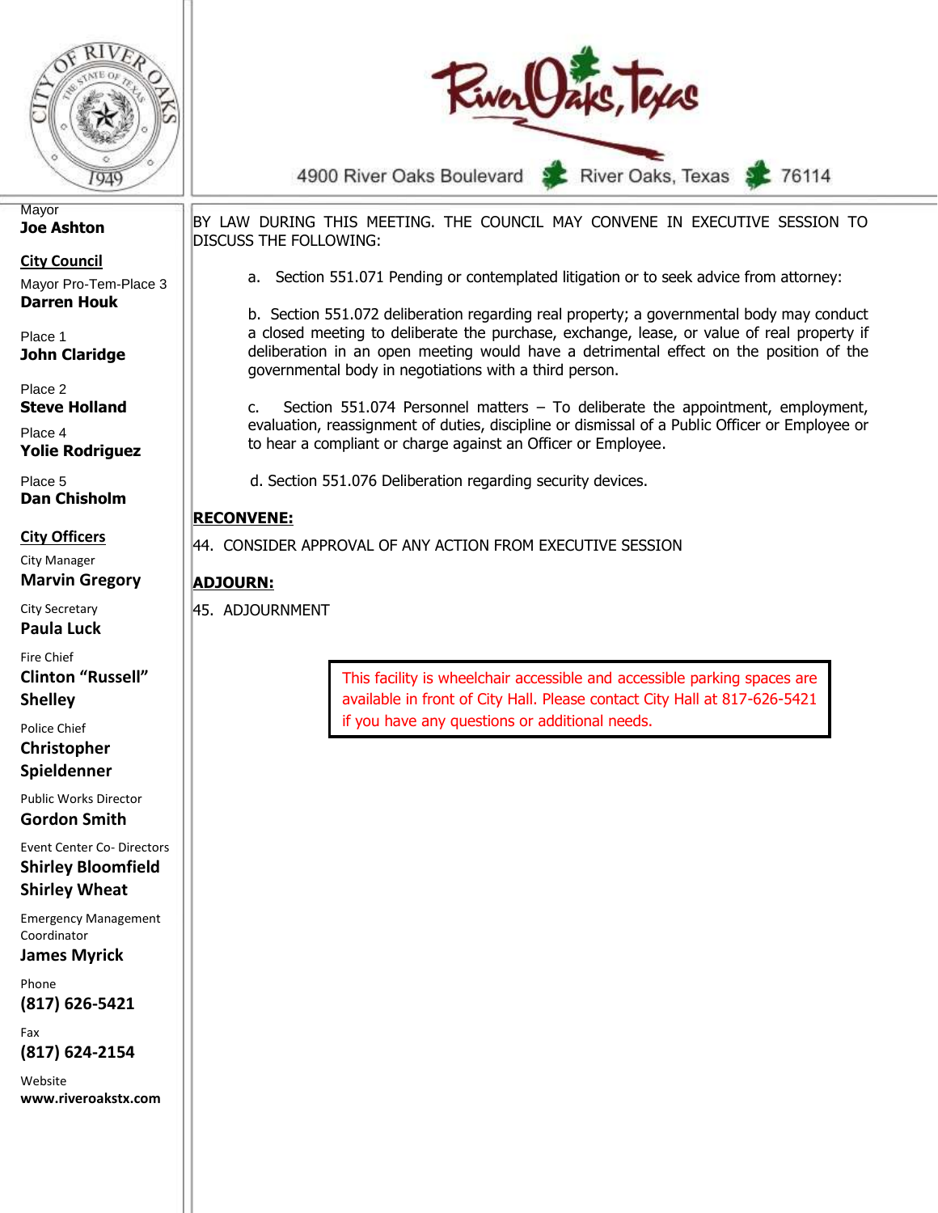4900 River Oaks Boulevard River Oaks, Texas 76114

Mayor
**Joe Ashton**

**City Council**

Mayor Pro-Tem-Place 3
**Darren Houk**

Place 1
**John Claridge**

Place 2
**Steve Holland**

Place 4
**Yolie Rodriguez**

Place 5
**Dan Chisholm**

**City Officers**

City Manager
**Marvin Gregory**

City Secretary
**Paula Luck**

Fire Chief
**Clinton "Russell" Shelley**

Police Chief
**Christopher Spieldenner**

Public Works Director
**Gordon Smith**

Event Center Co- Directors
**Shirley Bloomfield**
**Shirley Wheat**

Emergency Management Coordinator
**James Myrick**

Phone
**(817) 626-5421**

Fax
**(817) 624-2154**

Website
**www.riveroakstx.com**

BY LAW DURING THIS MEETING. THE COUNCIL MAY CONVENE IN EXECUTIVE SESSION TO DISCUSS THE FOLLOWING:

a. Section 551.071 Pending or contemplated litigation or to seek advice from attorney:

b. Section 551.072 deliberation regarding real property; a governmental body may conduct a closed meeting to deliberate the purchase, exchange, lease, or value of real property if deliberation in an open meeting would have a detrimental effect on the position of the governmental body in negotiations with a third person.

c. Section 551.074 Personnel matters – To deliberate the appointment, employment, evaluation, reassignment of duties, discipline or dismissal of a Public Officer or Employee or to hear a compliant or charge against an Officer or Employee.

d. Section 551.076 Deliberation regarding security devices.

**RECONVENE:**

44. CONSIDER APPROVAL OF ANY ACTION FROM EXECUTIVE SESSION

**ADJOURN:**

45. ADJOURNMENT

This facility is wheelchair accessible and accessible parking spaces are available in front of City Hall. Please contact City Hall at 817-626-5421 if you have any questions or additional needs.